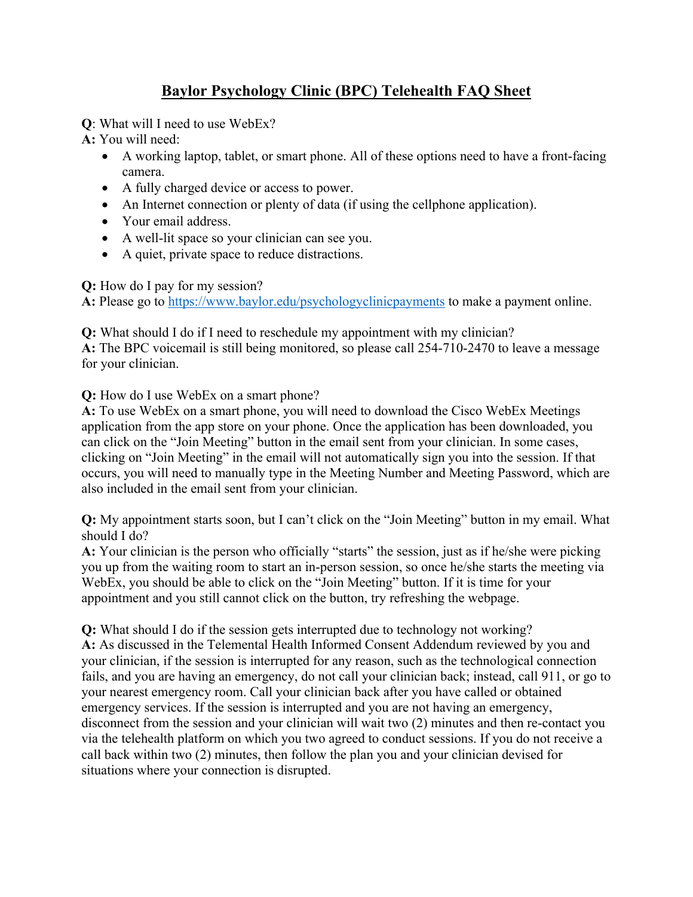# Baylor Psychology Clinic (BPC) Telehealth FAQ Sheet

**Q**: What will I need to use WebEx?

**A:** You will need:

- A working laptop, tablet, or smart phone. All of these options need to have a front-facing camera.
- A fully charged device or access to power.
- An Internet connection or plenty of data (if using the cellphone application).
- Your email address.
- A well-lit space so your clinician can see you.
- A quiet, private space to reduce distractions.

**Q:** How do I pay for my session?

**A:** Please go to [https://www.baylor.edu/psychologyclinicpayments](https://www.baylor.edu/psychologyclinicpayments) to make a payment online.

**Q:** What should I do if I need to reschedule my appointment with my clinician?

**A:** The BPC voicemail is still being monitored, so please call 254-710-2470 to leave a message for your clinician.

**Q:** How do I use WebEx on a smart phone?

**A:** To use WebEx on a smart phone, you will need to download the Cisco WebEx Meetings application from the app store on your phone. Once the application has been downloaded, you can click on the "Join Meeting" button in the email sent from your clinician. In some cases, clicking on "Join Meeting" in the email will not automatically sign you into the session. If that occurs, you will need to manually type in the Meeting Number and Meeting Password, which are also included in the email sent from your clinician.

**Q:** My appointment starts soon, but I can't click on the "Join Meeting" button in my email. What should I do?

**A:** Your clinician is the person who officially "starts" the session, just as if he/she were picking you up from the waiting room to start an in-person session, so once he/she starts the meeting via WebEx, you should be able to click on the "Join Meeting" button. If it is time for your appointment and you still cannot click on the button, try refreshing the webpage.

**Q:** What should I do if the session gets interrupted due to technology not working?

**A:** As discussed in the Telemental Health Informed Consent Addendum reviewed by you and your clinician, if the session is interrupted for any reason, such as the technological connection fails, and you are having an emergency, do not call your clinician back; instead, call 911, or go to your nearest emergency room. Call your clinician back after you have called or obtained emergency services. If the session is interrupted and you are not having an emergency, disconnect from the session and your clinician will wait two (2) minutes and then re-contact you via the telehealth platform on which you two agreed to conduct sessions. If you do not receive a call back within two (2) minutes, then follow the plan you and your clinician devised for situations where your connection is disrupted.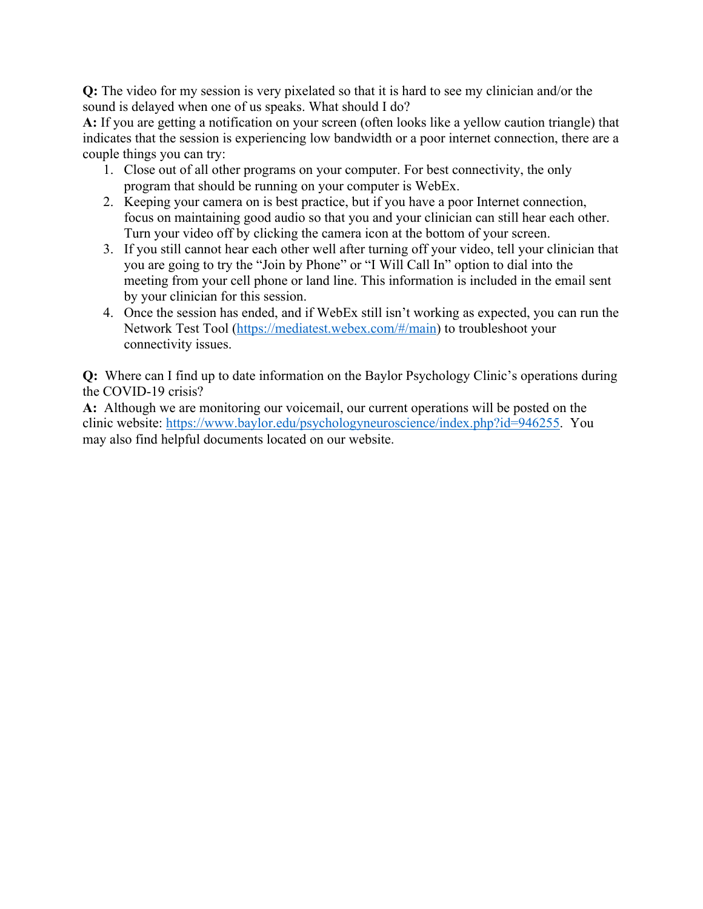**Q:** The video for my session is very pixelated so that it is hard to see my clinician and/or the sound is delayed when one of us speaks. What should I do?

**A:** If you are getting a notification on your screen (often looks like a yellow caution triangle) that indicates that the session is experiencing low bandwidth or a poor internet connection, there are a couple things you can try:

1. Close out of all other programs on your computer. For best connectivity, the only program that should be running on your computer is WebEx.
2. Keeping your camera on is best practice, but if you have a poor Internet connection, focus on maintaining good audio so that you and your clinician can still hear each other. Turn your video off by clicking the camera icon at the bottom of your screen.
3. If you still cannot hear each other well after turning off your video, tell your clinician that you are going to try the "Join by Phone" or "I Will Call In" option to dial into the meeting from your cell phone or land line. This information is included in the email sent by your clinician for this session.
4. Once the session has ended, and if WebEx still isn't working as expected, you can run the Network Test Tool (https://mediatest.webex.com/#/main) to troubleshoot your connectivity issues.

**Q:** Where can I find up to date information on the Baylor Psychology Clinic's operations during the COVID-19 crisis?

**A:** Although we are monitoring our voicemail, our current operations will be posted on the clinic website: https://www.baylor.edu/psychologyneuroscience/index.php?id=946255. You may also find helpful documents located on our website.